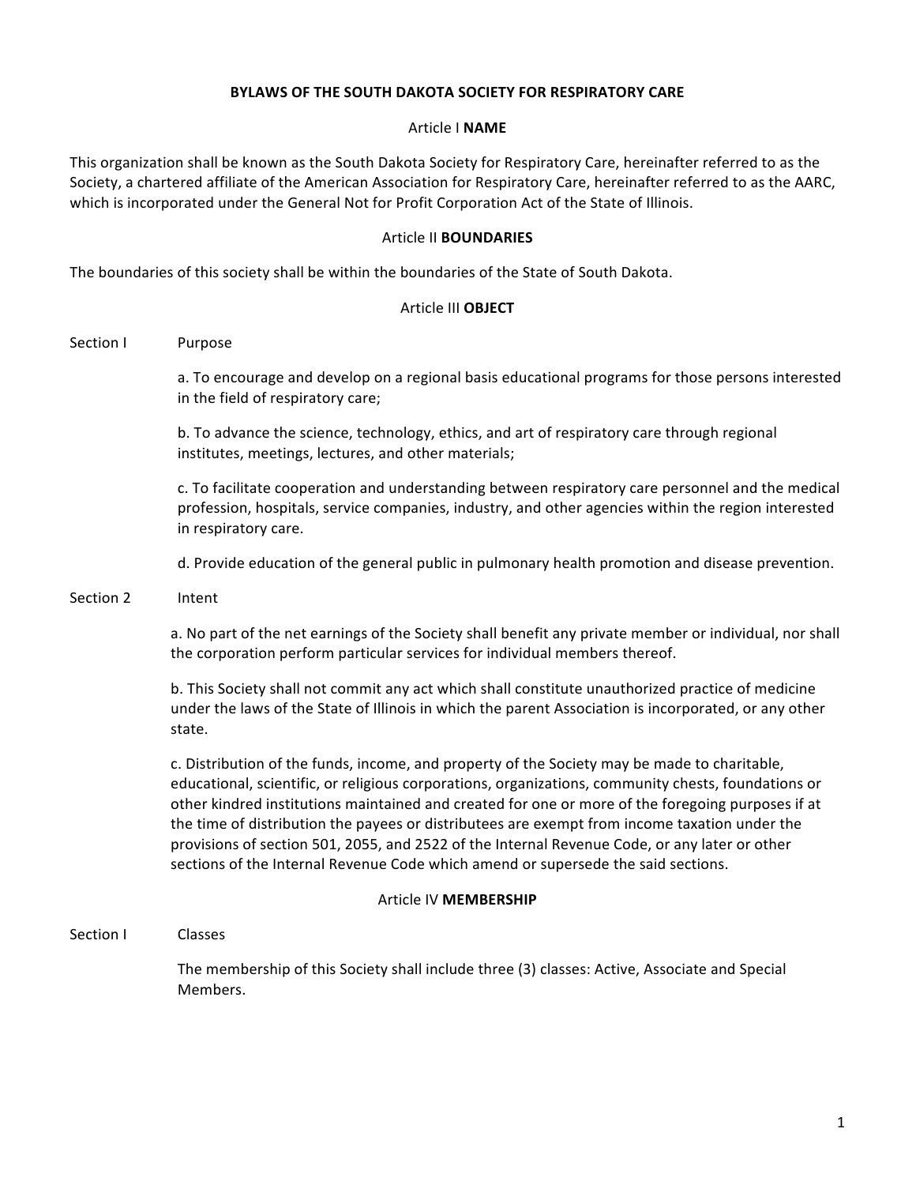# BYLAWS OF THE SOUTH DAKOTA SOCIETY FOR RESPIRATORY CARE

## Article I **NAME**

This organization shall be known as the South Dakota Society for Respiratory Care, hereinafter referred to as the Society, a chartered affiliate of the American Association for Respiratory Care, hereinafter referred to as the AARC, which is incorporated under the General Not for Profit Corporation Act of the State of Illinois.

## Article II **BOUNDARIES**

The boundaries of this society shall be within the boundaries of the State of South Dakota.

## Article III **OBJECT**

### Section I Purpose

a. To encourage and develop on a regional basis educational programs for those persons interested in the field of respiratory care;

b. To advance the science, technology, ethics, and art of respiratory care through regional institutes, meetings, lectures, and other materials;

c. To facilitate cooperation and understanding between respiratory care personnel and the medical profession, hospitals, service companies, industry, and other agencies within the region interested in respiratory care.

d. Provide education of the general public in pulmonary health promotion and disease prevention.

### Section 2 Intent

a. No part of the net earnings of the Society shall benefit any private member or individual, nor shall the corporation perform particular services for individual members thereof.

b. This Society shall not commit any act which shall constitute unauthorized practice of medicine under the laws of the State of Illinois in which the parent Association is incorporated, or any other state.

c. Distribution of the funds, income, and property of the Society may be made to charitable, educational, scientific, or religious corporations, organizations, community chests, foundations or other kindred institutions maintained and created for one or more of the foregoing purposes if at the time of distribution the payees or distributees are exempt from income taxation under the provisions of section 501, 2055, and 2522 of the Internal Revenue Code, or any later or other sections of the Internal Revenue Code which amend or supersede the said sections.

## Article IV **MEMBERSHIP**

### Section I Classes

The membership of this Society shall include three (3) classes: Active, Associate and Special Members.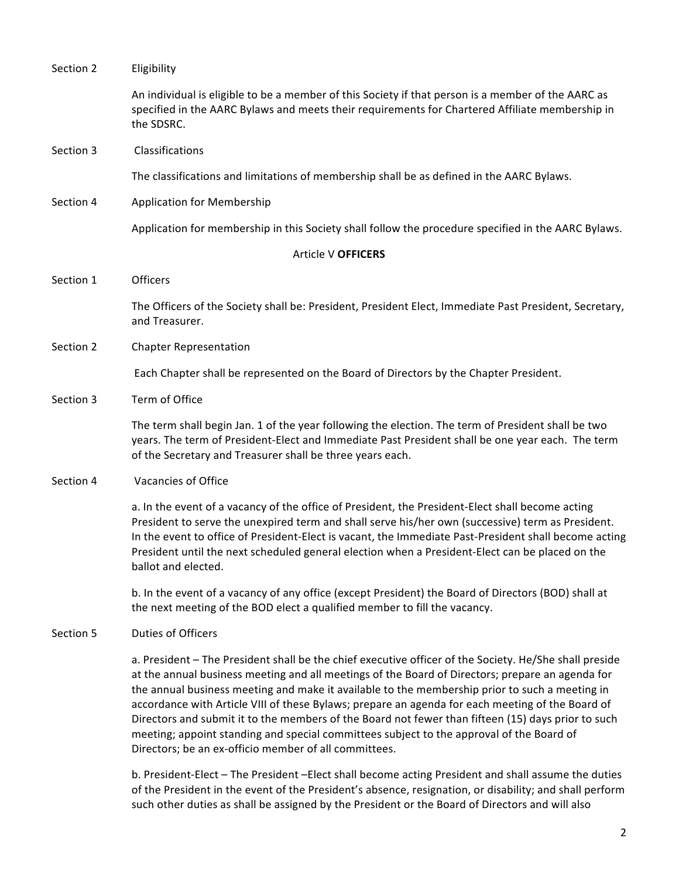Section 2 Eligibility

An individual is eligible to be a member of this Society if that person is a member of the AARC as specified in the AARC Bylaws and meets their requirements for Chartered Affiliate membership in the SDSRC.

Section 3 Classifications

The classifications and limitations of membership shall be as defined in the AARC Bylaws.

Section 4 Application for Membership

Application for membership in this Society shall follow the procedure specified in the AARC Bylaws.

## Article V **OFFICERS**

Section 1 Officers

The Officers of the Society shall be: President, President Elect, Immediate Past President, Secretary, and Treasurer.

Section 2 Chapter Representation

Each Chapter shall be represented on the Board of Directors by the Chapter President.

Section 3 Term of Office

The term shall begin Jan. 1 of the year following the election. The term of President shall be two years. The term of President-Elect and Immediate Past President shall be one year each. The term of the Secretary and Treasurer shall be three years each.

Section 4 Vacancies of Office

a. In the event of a vacancy of the office of President, the President-Elect shall become acting President to serve the unexpired term and shall serve his/her own (successive) term as President. In the event to office of President-Elect is vacant, the Immediate Past-President shall become acting President until the next scheduled general election when a President-Elect can be placed on the ballot and elected.

b. In the event of a vacancy of any office (except President) the Board of Directors (BOD) shall at the next meeting of the BOD elect a qualified member to fill the vacancy.

Section 5 Duties of Officers

a. President – The President shall be the chief executive officer of the Society. He/She shall preside at the annual business meeting and all meetings of the Board of Directors; prepare an agenda for the annual business meeting and make it available to the membership prior to such a meeting in accordance with Article VIII of these Bylaws; prepare an agenda for each meeting of the Board of Directors and submit it to the members of the Board not fewer than fifteen (15) days prior to such meeting; appoint standing and special committees subject to the approval of the Board of Directors; be an ex-officio member of all committees.

b. President-Elect – The President –Elect shall become acting President and shall assume the duties of the President in the event of the President's absence, resignation, or disability; and shall perform such other duties as shall be assigned by the President or the Board of Directors and will also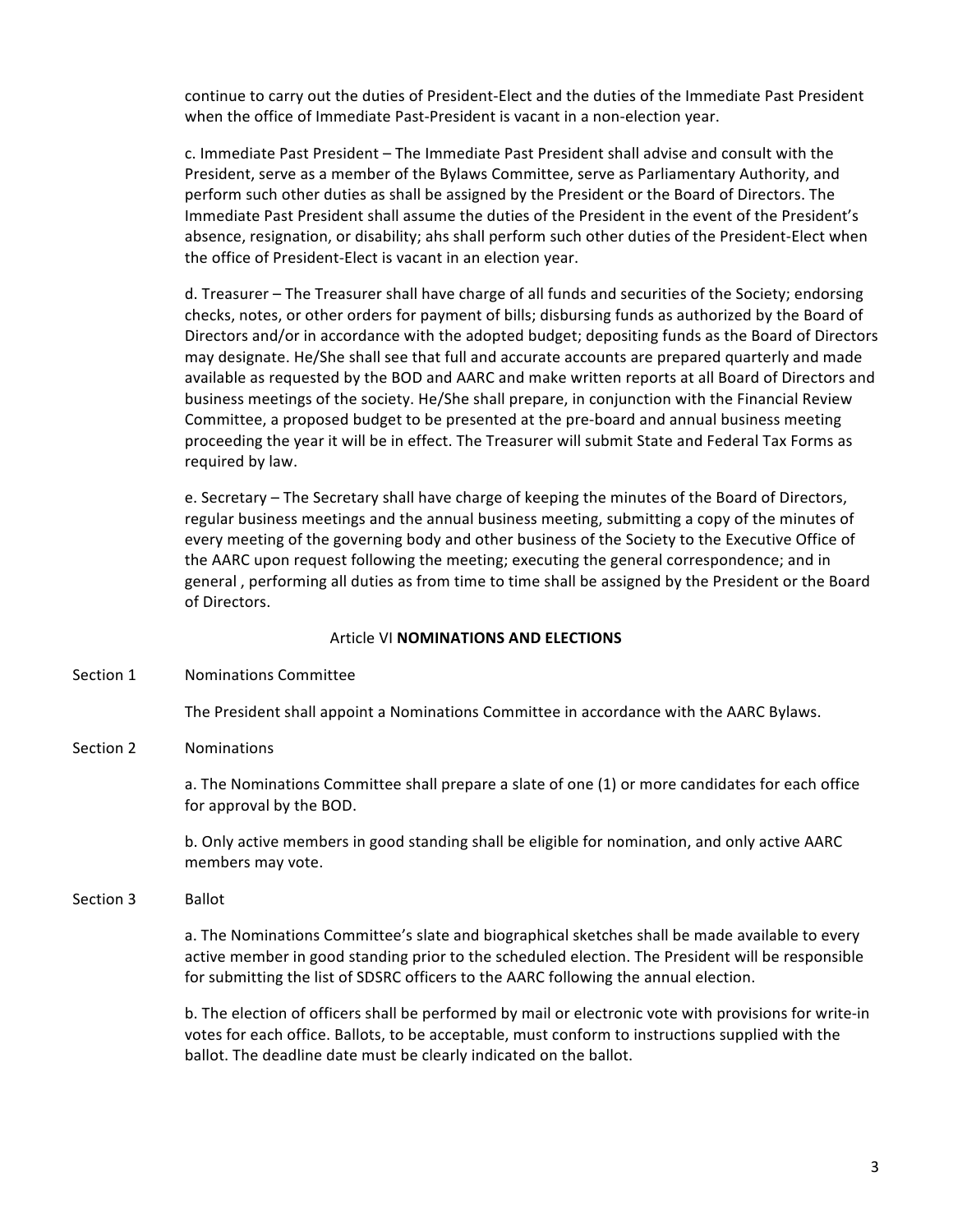continue to carry out the duties of President-Elect and the duties of the Immediate Past President when the office of Immediate Past-President is vacant in a non-election year.

c. Immediate Past President – The Immediate Past President shall advise and consult with the President, serve as a member of the Bylaws Committee, serve as Parliamentary Authority, and perform such other duties as shall be assigned by the President or the Board of Directors. The Immediate Past President shall assume the duties of the President in the event of the President's absence, resignation, or disability; ahs shall perform such other duties of the President-Elect when the office of President-Elect is vacant in an election year.

d. Treasurer – The Treasurer shall have charge of all funds and securities of the Society; endorsing checks, notes, or other orders for payment of bills; disbursing funds as authorized by the Board of Directors and/or in accordance with the adopted budget; depositing funds as the Board of Directors may designate. He/She shall see that full and accurate accounts are prepared quarterly and made available as requested by the BOD and AARC and make written reports at all Board of Directors and business meetings of the society. He/She shall prepare, in conjunction with the Financial Review Committee, a proposed budget to be presented at the pre-board and annual business meeting proceeding the year it will be in effect. The Treasurer will submit State and Federal Tax Forms as required by law.

e. Secretary – The Secretary shall have charge of keeping the minutes of the Board of Directors, regular business meetings and the annual business meeting, submitting a copy of the minutes of every meeting of the governing body and other business of the Society to the Executive Office of the AARC upon request following the meeting; executing the general correspondence; and in general , performing all duties as from time to time shall be assigned by the President or the Board of Directors.

## Article VI **NOMINATIONS AND ELECTIONS**

Section 1 Nominations Committee

The President shall appoint a Nominations Committee in accordance with the AARC Bylaws.

Section 2 Nominations

a. The Nominations Committee shall prepare a slate of one (1) or more candidates for each office for approval by the BOD.

b. Only active members in good standing shall be eligible for nomination, and only active AARC members may vote.

Section 3 Ballot

a. The Nominations Committee's slate and biographical sketches shall be made available to every active member in good standing prior to the scheduled election. The President will be responsible for submitting the list of SDSRC officers to the AARC following the annual election.

b. The election of officers shall be performed by mail or electronic vote with provisions for write-in votes for each office. Ballots, to be acceptable, must conform to instructions supplied with the ballot. The deadline date must be clearly indicated on the ballot.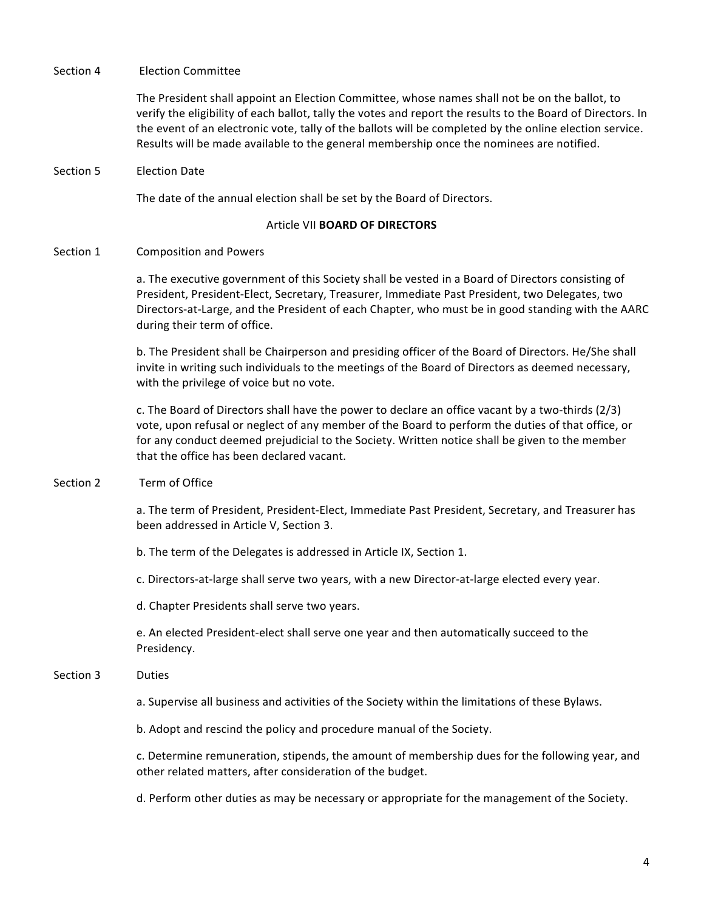### Section 4 Election Committee

The President shall appoint an Election Committee, whose names shall not be on the ballot, to verify the eligibility of each ballot, tally the votes and report the results to the Board of Directors. In the event of an electronic vote, tally of the ballots will be completed by the online election service. Results will be made available to the general membership once the nominees are notified.

### Section 5 Election Date

The date of the annual election shall be set by the Board of Directors.

## Article VII **BOARD OF DIRECTORS**

### Section 1 Composition and Powers

a. The executive government of this Society shall be vested in a Board of Directors consisting of President, President-Elect, Secretary, Treasurer, Immediate Past President, two Delegates, two Directors-at-Large, and the President of each Chapter, who must be in good standing with the AARC during their term of office.

b. The President shall be Chairperson and presiding officer of the Board of Directors. He/She shall invite in writing such individuals to the meetings of the Board of Directors as deemed necessary, with the privilege of voice but no vote.

c. The Board of Directors shall have the power to declare an office vacant by a two-thirds (2/3) vote, upon refusal or neglect of any member of the Board to perform the duties of that office, or for any conduct deemed prejudicial to the Society. Written notice shall be given to the member that the office has been declared vacant.

### Section 2 Term of Office

a. The term of President, President-Elect, Immediate Past President, Secretary, and Treasurer has been addressed in Article V, Section 3.

b. The term of the Delegates is addressed in Article IX, Section 1.

c. Directors-at-large shall serve two years, with a new Director-at-large elected every year.

d. Chapter Presidents shall serve two years.

e. An elected President-elect shall serve one year and then automatically succeed to the Presidency.

### Section 3 Duties

a. Supervise all business and activities of the Society within the limitations of these Bylaws.

b. Adopt and rescind the policy and procedure manual of the Society.

c. Determine remuneration, stipends, the amount of membership dues for the following year, and other related matters, after consideration of the budget.

d. Perform other duties as may be necessary or appropriate for the management of the Society.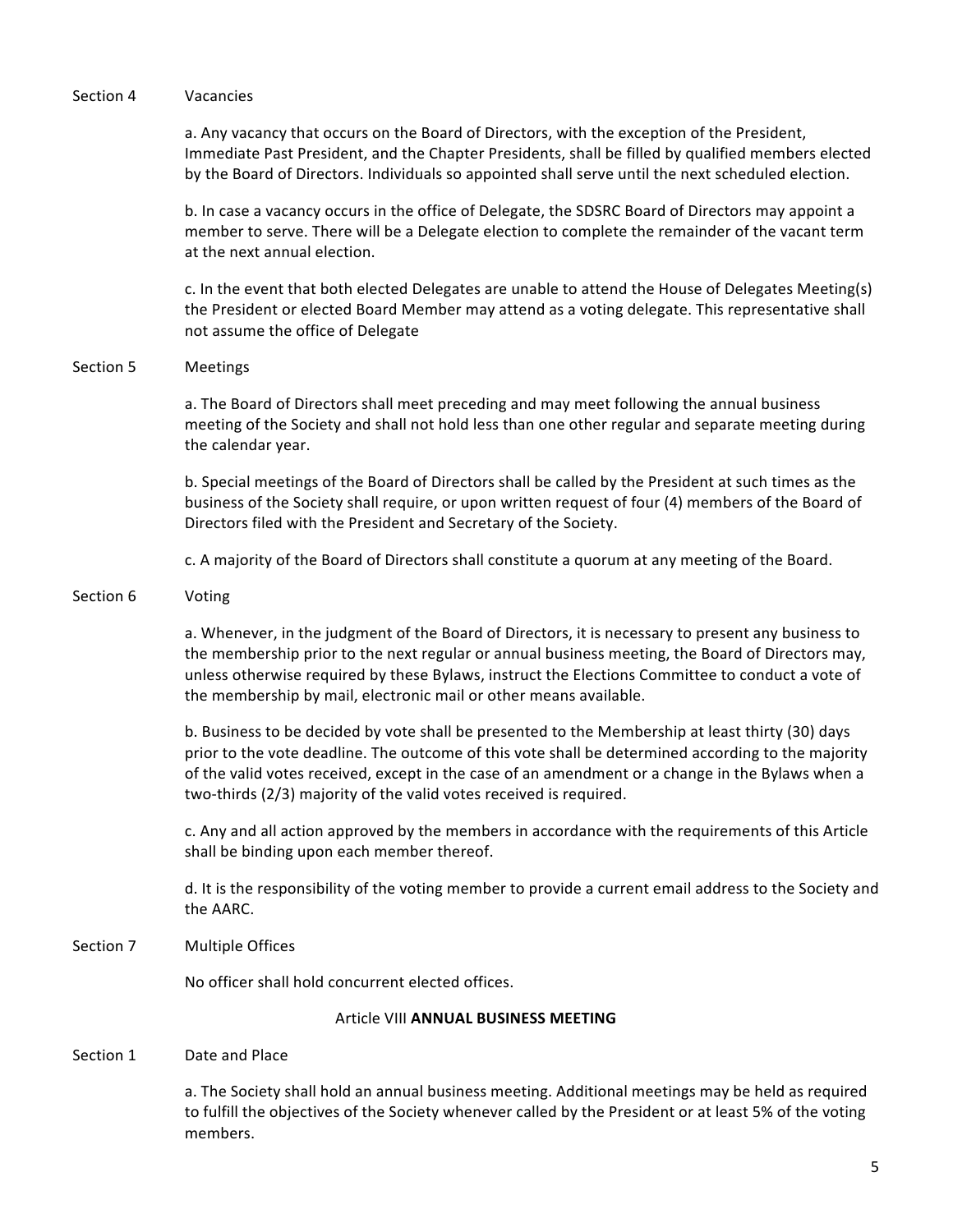Section 4 Vacancies

a. Any vacancy that occurs on the Board of Directors, with the exception of the President, Immediate Past President, and the Chapter Presidents, shall be filled by qualified members elected by the Board of Directors. Individuals so appointed shall serve until the next scheduled election.

b. In case a vacancy occurs in the office of Delegate, the SDSRC Board of Directors may appoint a member to serve. There will be a Delegate election to complete the remainder of the vacant term at the next annual election.

c. In the event that both elected Delegates are unable to attend the House of Delegates Meeting(s) the President or elected Board Member may attend as a voting delegate. This representative shall not assume the office of Delegate

Section 5 Meetings

a. The Board of Directors shall meet preceding and may meet following the annual business meeting of the Society and shall not hold less than one other regular and separate meeting during the calendar year.

b. Special meetings of the Board of Directors shall be called by the President at such times as the business of the Society shall require, or upon written request of four (4) members of the Board of Directors filed with the President and Secretary of the Society.

c. A majority of the Board of Directors shall constitute a quorum at any meeting of the Board.

Section 6 Voting

a. Whenever, in the judgment of the Board of Directors, it is necessary to present any business to the membership prior to the next regular or annual business meeting, the Board of Directors may, unless otherwise required by these Bylaws, instruct the Elections Committee to conduct a vote of the membership by mail, electronic mail or other means available.

b. Business to be decided by vote shall be presented to the Membership at least thirty (30) days prior to the vote deadline. The outcome of this vote shall be determined according to the majority of the valid votes received, except in the case of an amendment or a change in the Bylaws when a two-thirds (2/3) majority of the valid votes received is required.

c. Any and all action approved by the members in accordance with the requirements of this Article shall be binding upon each member thereof.

d. It is the responsibility of the voting member to provide a current email address to the Society and the AARC.

Section 7 Multiple Offices

No officer shall hold concurrent elected offices.

## Article VIII **ANNUAL BUSINESS MEETING**

Section 1 Date and Place

a. The Society shall hold an annual business meeting. Additional meetings may be held as required to fulfill the objectives of the Society whenever called by the President or at least 5% of the voting members.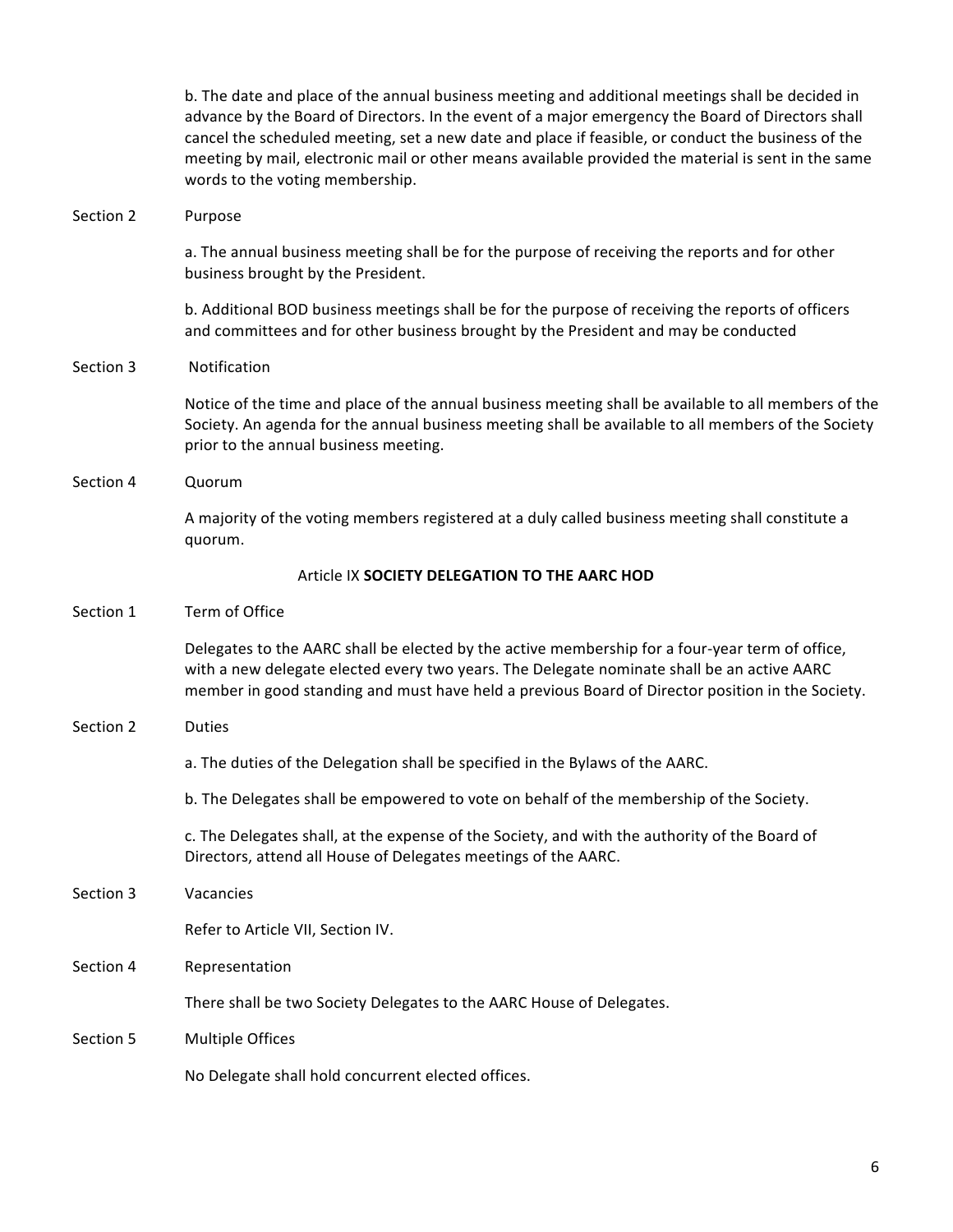b. The date and place of the annual business meeting and additional meetings shall be decided in advance by the Board of Directors. In the event of a major emergency the Board of Directors shall cancel the scheduled meeting, set a new date and place if feasible, or conduct the business of the meeting by mail, electronic mail or other means available provided the material is sent in the same words to the voting membership.

Section 2 Purpose

a. The annual business meeting shall be for the purpose of receiving the reports and for other business brought by the President.

b. Additional BOD business meetings shall be for the purpose of receiving the reports of officers and committees and for other business brought by the President and may be conducted

Section 3 Notification

Notice of the time and place of the annual business meeting shall be available to all members of the Society. An agenda for the annual business meeting shall be available to all members of the Society prior to the annual business meeting.

Section 4 Quorum

A majority of the voting members registered at a duly called business meeting shall constitute a quorum.

## Article IX **SOCIETY DELEGATION TO THE AARC HOD**

Section 1 Term of Office

Delegates to the AARC shall be elected by the active membership for a four-year term of office, with a new delegate elected every two years. The Delegate nominate shall be an active AARC member in good standing and must have held a previous Board of Director position in the Society.

Section 2 Duties

a. The duties of the Delegation shall be specified in the Bylaws of the AARC.

b. The Delegates shall be empowered to vote on behalf of the membership of the Society.

c. The Delegates shall, at the expense of the Society, and with the authority of the Board of Directors, attend all House of Delegates meetings of the AARC.

Section 3 Vacancies

Refer to Article VII, Section IV.

Section 4 Representation

There shall be two Society Delegates to the AARC House of Delegates.

Section 5 Multiple Offices

No Delegate shall hold concurrent elected offices.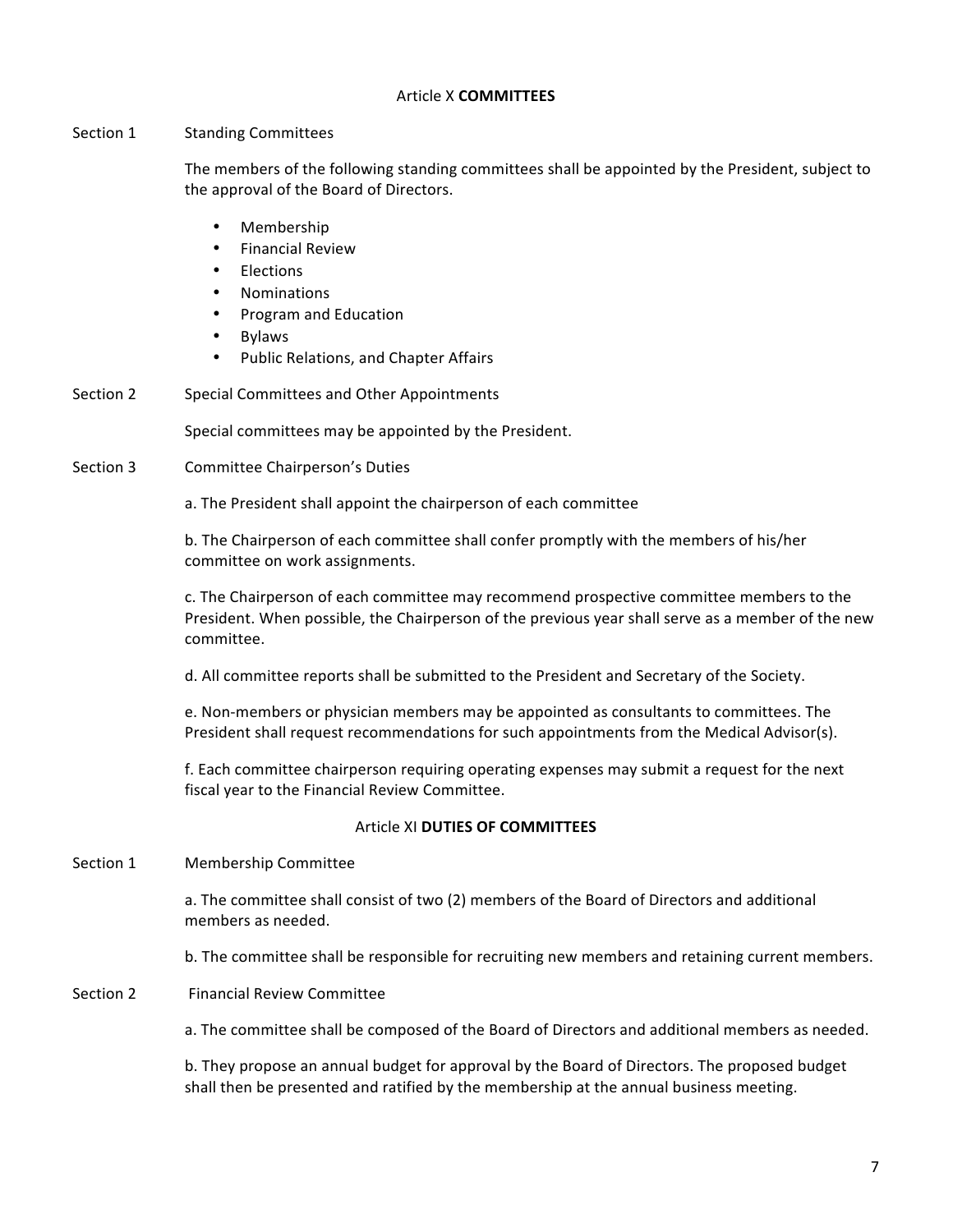## Article X **COMMITTEES**

### Section 1 Standing Committees

The members of the following standing committees shall be appointed by the President, subject to the approval of the Board of Directors.

- Membership
- Financial Review
- Elections
- Nominations
- Program and Education
- Bylaws
- Public Relations, and Chapter Affairs

### Section 2 Special Committees and Other Appointments

Special committees may be appointed by the President.

### Section 3 Committee Chairperson's Duties

a. The President shall appoint the chairperson of each committee

b. The Chairperson of each committee shall confer promptly with the members of his/her committee on work assignments.

c. The Chairperson of each committee may recommend prospective committee members to the President. When possible, the Chairperson of the previous year shall serve as a member of the new committee.

d. All committee reports shall be submitted to the President and Secretary of the Society.

e. Non-members or physician members may be appointed as consultants to committees. The President shall request recommendations for such appointments from the Medical Advisor(s).

f. Each committee chairperson requiring operating expenses may submit a request for the next fiscal year to the Financial Review Committee.

## Article XI **DUTIES OF COMMITTEES**

### Section 1 Membership Committee

a. The committee shall consist of two (2) members of the Board of Directors and additional members as needed.

b. The committee shall be responsible for recruiting new members and retaining current members.

### Section 2 Financial Review Committee

a. The committee shall be composed of the Board of Directors and additional members as needed.

b. They propose an annual budget for approval by the Board of Directors. The proposed budget shall then be presented and ratified by the membership at the annual business meeting.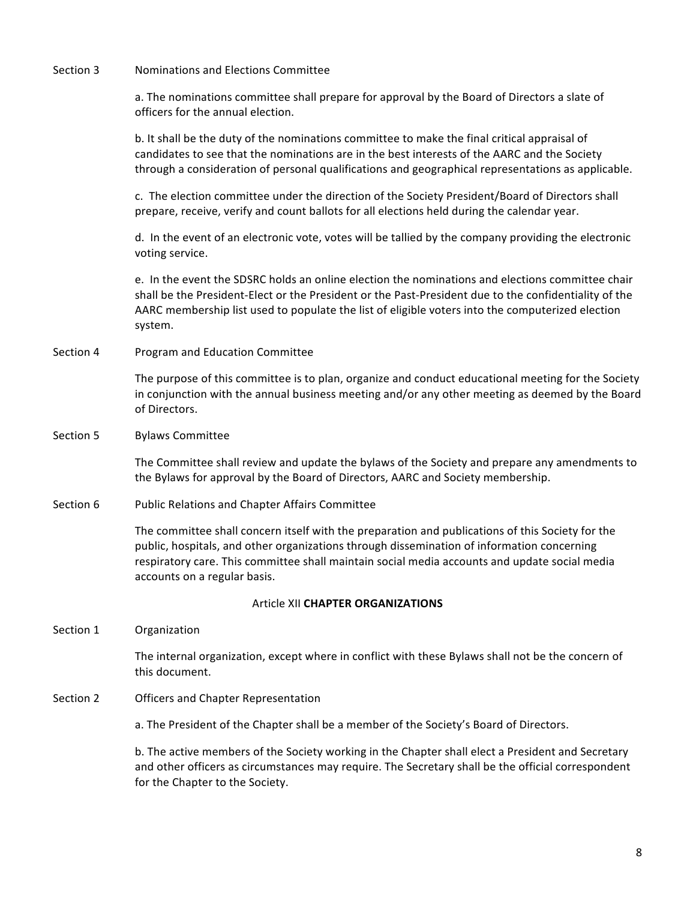Section 3 Nominations and Elections Committee

a. The nominations committee shall prepare for approval by the Board of Directors a slate of officers for the annual election.

b. It shall be the duty of the nominations committee to make the final critical appraisal of candidates to see that the nominations are in the best interests of the AARC and the Society through a consideration of personal qualifications and geographical representations as applicable.

c. The election committee under the direction of the Society President/Board of Directors shall prepare, receive, verify and count ballots for all elections held during the calendar year.

d. In the event of an electronic vote, votes will be tallied by the company providing the electronic voting service.

e. In the event the SDSRC holds an online election the nominations and elections committee chair shall be the President-Elect or the President or the Past-President due to the confidentiality of the AARC membership list used to populate the list of eligible voters into the computerized election system.

Section 4 Program and Education Committee

The purpose of this committee is to plan, organize and conduct educational meeting for the Society in conjunction with the annual business meeting and/or any other meeting as deemed by the Board of Directors.

Section 5 Bylaws Committee

The Committee shall review and update the bylaws of the Society and prepare any amendments to the Bylaws for approval by the Board of Directors, AARC and Society membership.

Section 6 Public Relations and Chapter Affairs Committee

The committee shall concern itself with the preparation and publications of this Society for the public, hospitals, and other organizations through dissemination of information concerning respiratory care. This committee shall maintain social media accounts and update social media accounts on a regular basis.

## Article XII **CHAPTER ORGANIZATIONS**

Section 1 Organization

The internal organization, except where in conflict with these Bylaws shall not be the concern of this document.

Section 2 Officers and Chapter Representation

a. The President of the Chapter shall be a member of the Society's Board of Directors.

b. The active members of the Society working in the Chapter shall elect a President and Secretary and other officers as circumstances may require. The Secretary shall be the official correspondent for the Chapter to the Society.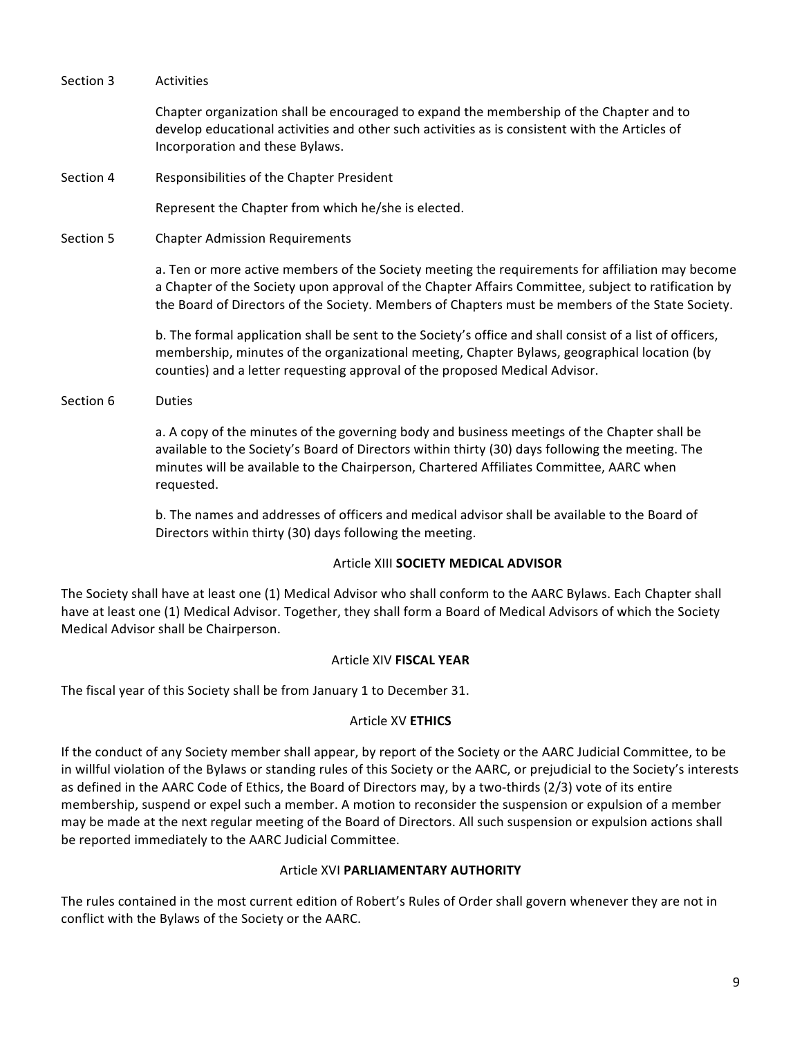Section 3 Activities

Chapter organization shall be encouraged to expand the membership of the Chapter and to develop educational activities and other such activities as is consistent with the Articles of Incorporation and these Bylaws.

Section 4 Responsibilities of the Chapter President

Represent the Chapter from which he/she is elected.

Section 5 Chapter Admission Requirements

a. Ten or more active members of the Society meeting the requirements for affiliation may become a Chapter of the Society upon approval of the Chapter Affairs Committee, subject to ratification by the Board of Directors of the Society. Members of Chapters must be members of the State Society.

b. The formal application shall be sent to the Society's office and shall consist of a list of officers, membership, minutes of the organizational meeting, Chapter Bylaws, geographical location (by counties) and a letter requesting approval of the proposed Medical Advisor.

Section 6 Duties

a. A copy of the minutes of the governing body and business meetings of the Chapter shall be available to the Society's Board of Directors within thirty (30) days following the meeting. The minutes will be available to the Chairperson, Chartered Affiliates Committee, AARC when requested.

b. The names and addresses of officers and medical advisor shall be available to the Board of Directors within thirty (30) days following the meeting.

## Article XIII **SOCIETY MEDICAL ADVISOR**

The Society shall have at least one (1) Medical Advisor who shall conform to the AARC Bylaws. Each Chapter shall have at least one (1) Medical Advisor. Together, they shall form a Board of Medical Advisors of which the Society Medical Advisor shall be Chairperson.

## Article XIV **FISCAL YEAR**

The fiscal year of this Society shall be from January 1 to December 31.

## Article XV **ETHICS**

If the conduct of any Society member shall appear, by report of the Society or the AARC Judicial Committee, to be in willful violation of the Bylaws or standing rules of this Society or the AARC, or prejudicial to the Society's interests as defined in the AARC Code of Ethics, the Board of Directors may, by a two-thirds (2/3) vote of its entire membership, suspend or expel such a member. A motion to reconsider the suspension or expulsion of a member may be made at the next regular meeting of the Board of Directors. All such suspension or expulsion actions shall be reported immediately to the AARC Judicial Committee.

## Article XVI **PARLIAMENTARY AUTHORITY**

The rules contained in the most current edition of Robert's Rules of Order shall govern whenever they are not in conflict with the Bylaws of the Society or the AARC.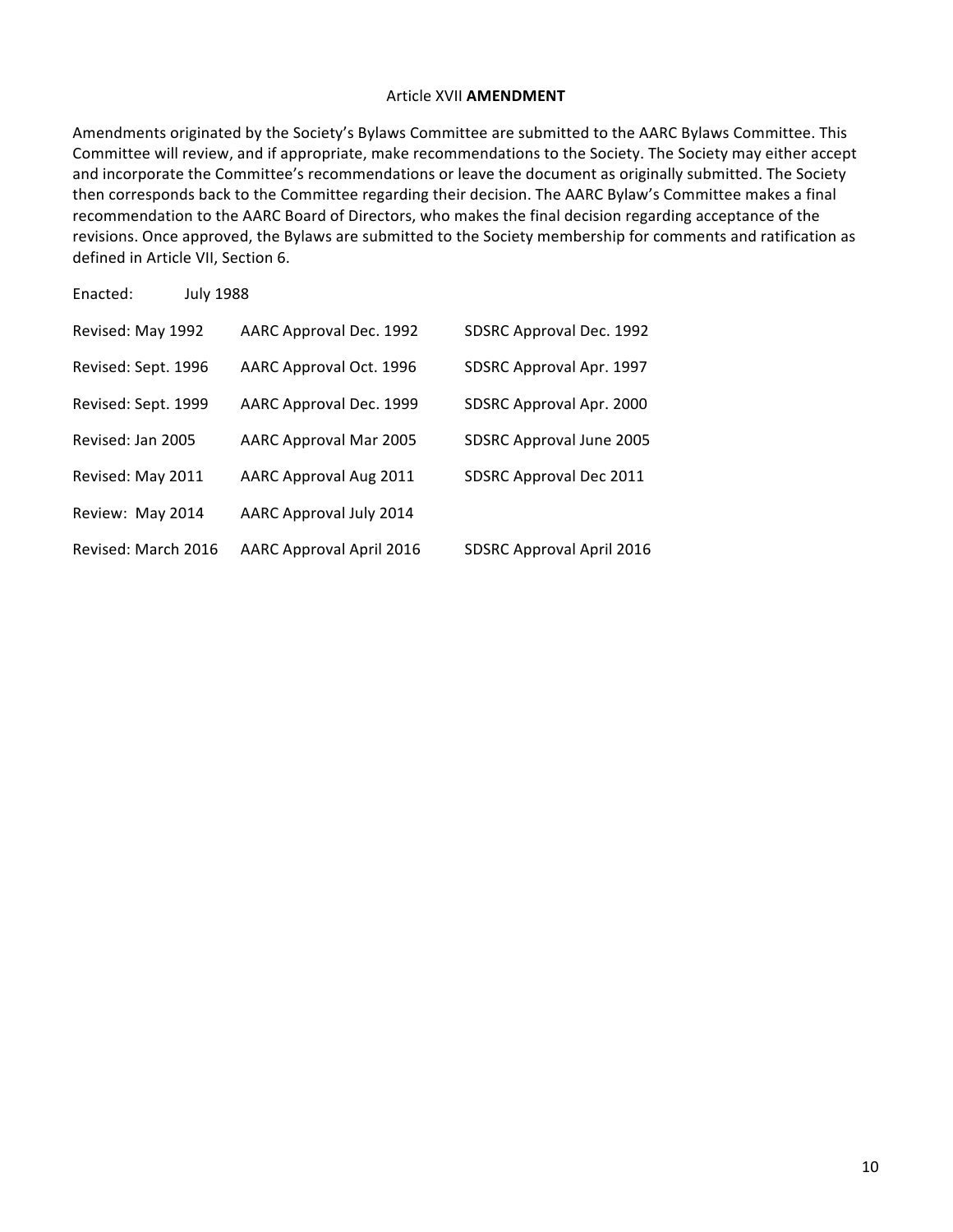## Article XVII **AMENDMENT**

Amendments originated by the Society's Bylaws Committee are submitted to the AARC Bylaws Committee. This Committee will review, and if appropriate, make recommendations to the Society. The Society may either accept and incorporate the Committee's recommendations or leave the document as originally submitted. The Society then corresponds back to the Committee regarding their decision. The AARC Bylaw's Committee makes a final recommendation to the AARC Board of Directors, who makes the final decision regarding acceptance of the revisions. Once approved, the Bylaws are submitted to the Society membership for comments and ratification as defined in Article VII, Section 6.

Enacted: July 1988

| | | |
|---|---|---|
| Revised: May 1992 | AARC Approval Dec. 1992 | SDSRC Approval Dec. 1992 |
| Revised: Sept. 1996 | AARC Approval Oct. 1996 | SDSRC Approval Apr. 1997 |
| Revised: Sept. 1999 | AARC Approval Dec. 1999 | SDSRC Approval Apr. 2000 |
| Revised: Jan 2005 | AARC Approval Mar 2005 | SDSRC Approval June 2005 |
| Revised: May 2011 | AARC Approval Aug 2011 | SDSRC Approval Dec 2011 |
| Review: May 2014 | AARC Approval July 2014 | |
| Revised: March 2016 | AARC Approval April 2016 | SDSRC Approval April 2016 |